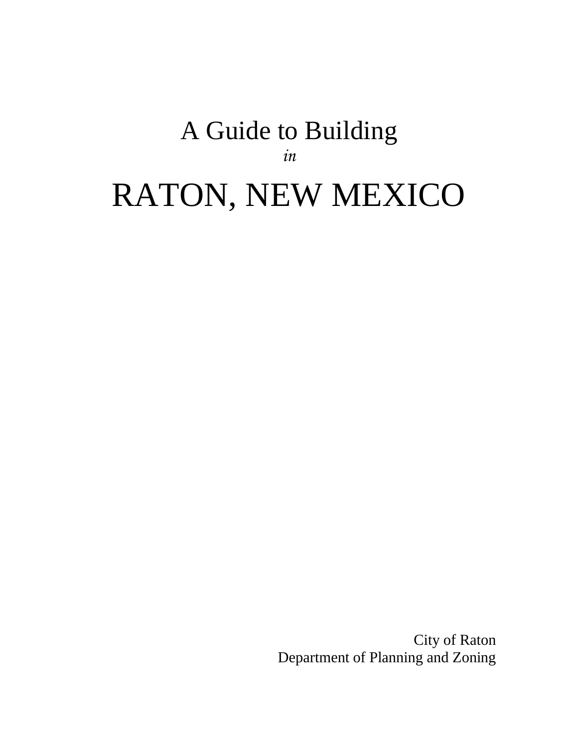# A Guide to Building

*in*

# RATON, NEW MEXICO

City of Raton
Department of Planning and Zoning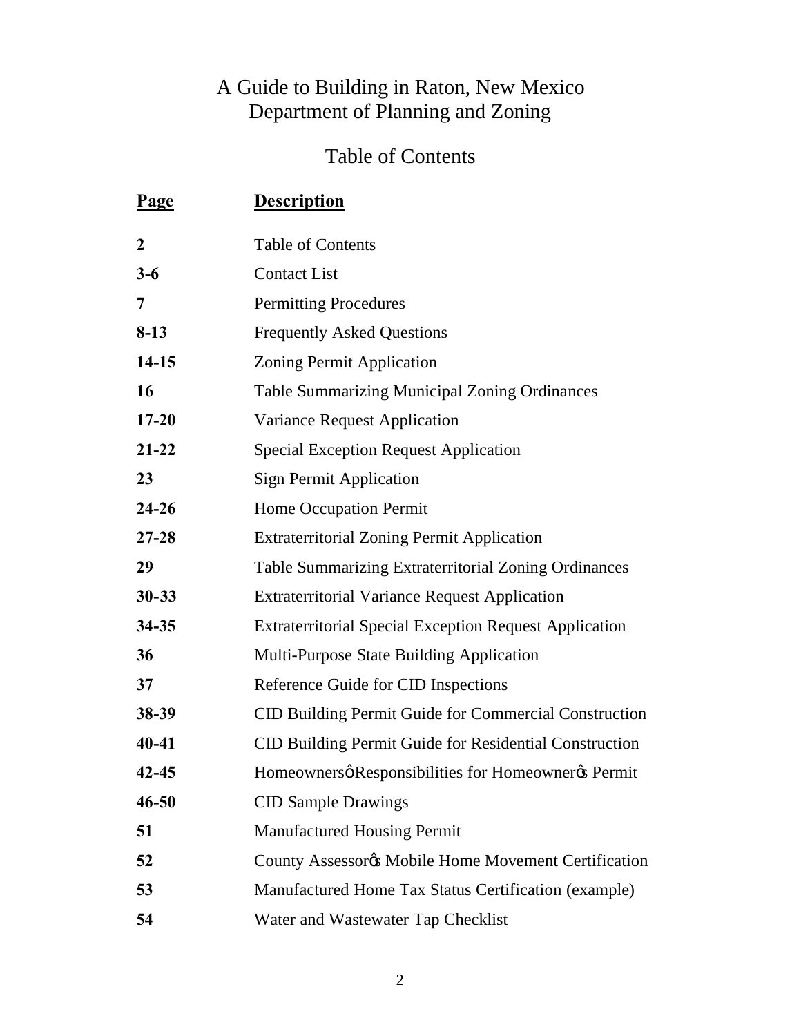# A Guide to Building in Raton, New Mexico
## Department of Planning and Zoning

## Table of Contents

| Page | Description |
|---|---|
| **2** | Table of Contents |
| **3-6** | Contact List |
| **7** | Permitting Procedures |
| **8-13** | Frequently Asked Questions |
| **14-15** | Zoning Permit Application |
| **16** | Table Summarizing Municipal Zoning Ordinances |
| **17-20** | Variance Request Application |
| **21-22** | Special Exception Request Application |
| **23** | Sign Permit Application |
| **24-26** | Home Occupation Permit |
| **27-28** | Extraterritorial Zoning Permit Application |
| **29** | Table Summarizing Extraterritorial Zoning Ordinances |
| **30-33** | Extraterritorial Variance Request Application |
| **34-35** | Extraterritorial Special Exception Request Application |
| **36** | Multi-Purpose State Building Application |
| **37** | Reference Guide for CID Inspections |
| **38-39** | CID Building Permit Guide for Commercial Construction |
| **40-41** | CID Building Permit Guide for Residential Construction |
| **42-45** | Homeownersô Responsibilities for Homeownerø Permit |
| **46-50** | CID Sample Drawings |
| **51** | Manufactured Housing Permit |
| **52** | County Assessorø Mobile Home Movement Certification |
| **53** | Manufactured Home Tax Status Certification (example) |
| **54** | Water and Wastewater Tap Checklist |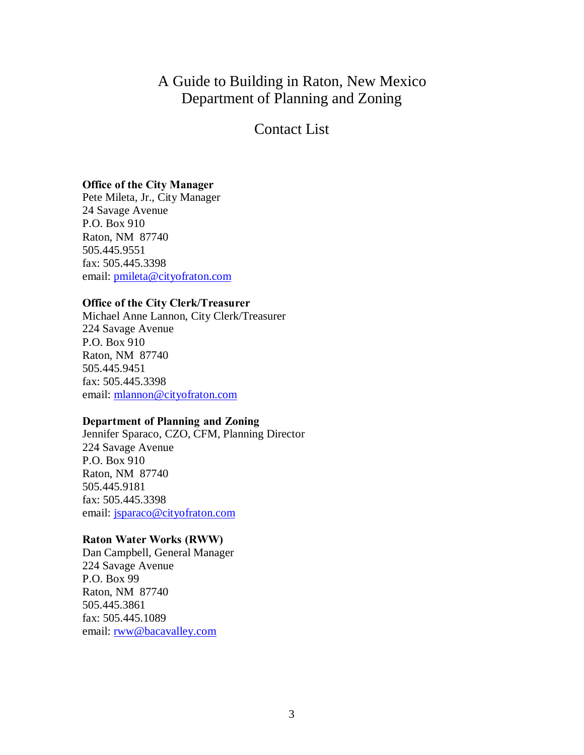# A Guide to Building in Raton, New Mexico
# Department of Planning and Zoning

## Contact List

**Office of the City Manager**
Pete Mileta, Jr., City Manager
24 Savage Avenue
P.O. Box 910
Raton, NM 87740
505.445.9551
fax: 505.445.3398
email: pmileta@cityofraton.com

**Office of the City Clerk/Treasurer**
Michael Anne Lannon, City Clerk/Treasurer
224 Savage Avenue
P.O. Box 910
Raton, NM 87740
505.445.9451
fax: 505.445.3398
email: mlannon@cityofraton.com

**Department of Planning and Zoning**
Jennifer Sparaco, CZO, CFM, Planning Director
224 Savage Avenue
P.O. Box 910
Raton, NM 87740
505.445.9181
fax: 505.445.3398
email: jsparaco@cityofraton.com

**Raton Water Works (RWW)**
Dan Campbell, General Manager
224 Savage Avenue
P.O. Box 99
Raton, NM 87740
505.445.3861
fax: 505.445.1089
email: rww@bacavalley.com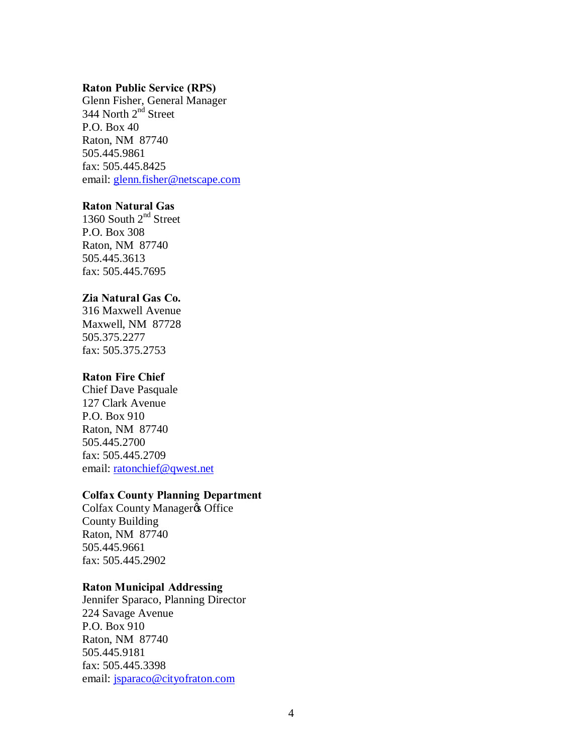**Raton Public Service (RPS)**
Glenn Fisher, General Manager
344 North 2nd Street
P.O. Box 40
Raton, NM  87740
505.445.9861
fax: 505.445.8425
email: glenn.fisher@netscape.com

**Raton Natural Gas**
1360 South 2nd Street
P.O. Box 308
Raton, NM  87740
505.445.3613
fax: 505.445.7695

**Zia Natural Gas Co.**
316 Maxwell Avenue
Maxwell, NM  87728
505.375.2277
fax: 505.375.2753

**Raton Fire Chief**
Chief Dave Pasquale
127 Clark Avenue
P.O. Box 910
Raton, NM  87740
505.445.2700
fax: 505.445.2709
email: ratonchief@qwest.net

**Colfax County Planning Department**
Colfax County Manager's Office
County Building
Raton, NM  87740
505.445.9661
fax: 505.445.2902

**Raton Municipal Addressing**
Jennifer Sparaco, Planning Director
224 Savage Avenue
P.O. Box 910
Raton, NM  87740
505.445.9181
fax: 505.445.3398
email: jsparaco@cityofraton.com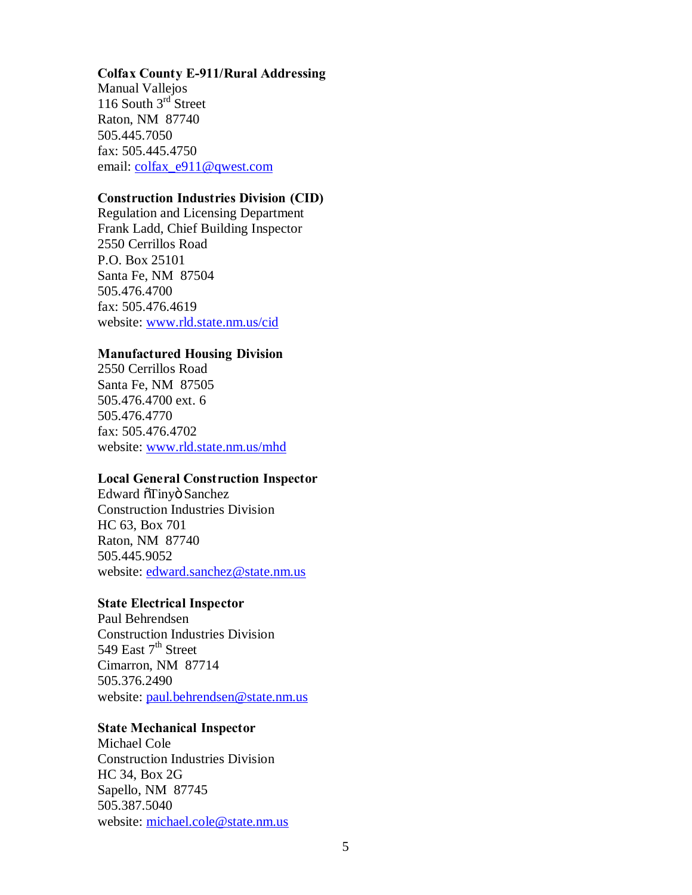**Colfax County E-911/Rural Addressing**
Manual Vallejos
116 South 3rd Street
Raton, NM 87740
505.445.7050
fax: 505.445.4750
email: colfax_e911@qwest.com

**Construction Industries Division (CID)**
Regulation and Licensing Department
Frank Ladd, Chief Building Inspector
2550 Cerrillos Road
P.O. Box 25101
Santa Fe, NM 87504
505.476.4700
fax: 505.476.4619
website: www.rld.state.nm.us/cid

**Manufactured Housing Division**
2550 Cerrillos Road
Santa Fe, NM 87505
505.476.4700 ext. 6
505.476.4770
fax: 505.476.4702
website: www.rld.state.nm.us/mhd

**Local General Construction Inspector**
Edward õTinyò Sanchez
Construction Industries Division
HC 63, Box 701
Raton, NM 87740
505.445.9052
website: edward.sanchez@state.nm.us

**State Electrical Inspector**
Paul Behrendsen
Construction Industries Division
549 East 7th Street
Cimarron, NM 87714
505.376.2490
website: paul.behrendsen@state.nm.us

**State Mechanical Inspector**
Michael Cole
Construction Industries Division
HC 34, Box 2G
Sapello, NM 87745
505.387.5040
website: michael.cole@state.nm.us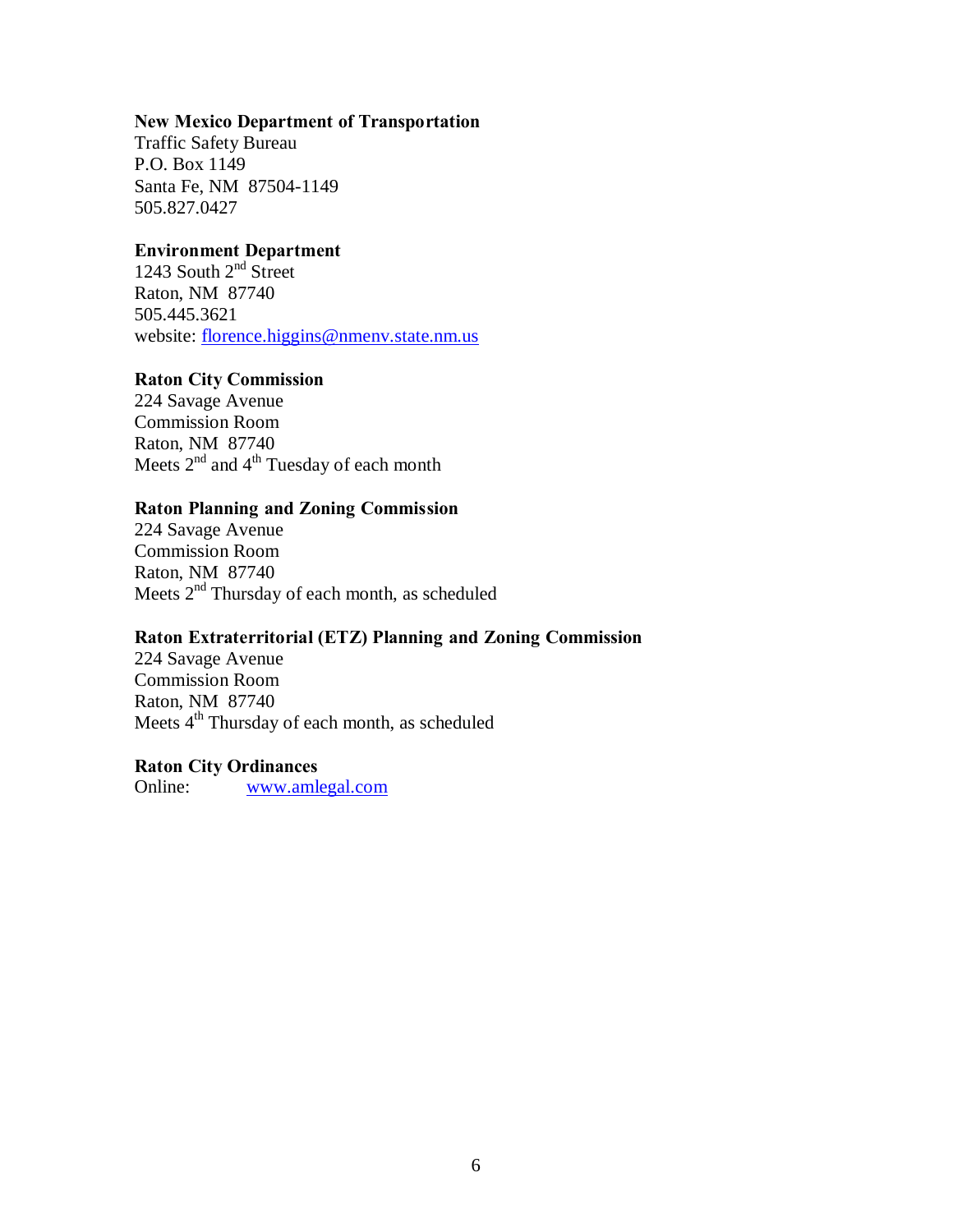**New Mexico Department of Transportation**
Traffic Safety Bureau
P.O. Box 1149
Santa Fe, NM 87504-1149
505.827.0427

**Environment Department**
1243 South 2nd Street
Raton, NM 87740
505.445.3621
website: florence.higgins@nmenv.state.nm.us

**Raton City Commission**
224 Savage Avenue
Commission Room
Raton, NM 87740
Meets 2nd and 4th Tuesday of each month

**Raton Planning and Zoning Commission**
224 Savage Avenue
Commission Room
Raton, NM 87740
Meets 2nd Thursday of each month, as scheduled

**Raton Extraterritorial (ETZ) Planning and Zoning Commission**
224 Savage Avenue
Commission Room
Raton, NM 87740
Meets 4th Thursday of each month, as scheduled

**Raton City Ordinances**
Online: www.amlegal.com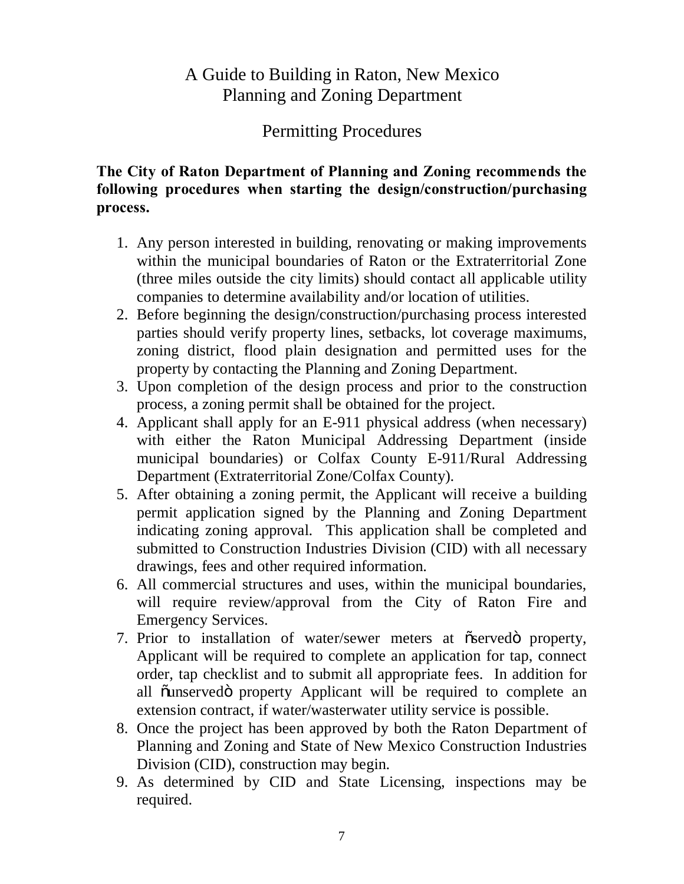# A Guide to Building in Raton, New Mexico
# Planning and Zoning Department

## Permitting Procedures

**The City of Raton Department of Planning and Zoning recommends the following procedures when starting the design/construction/purchasing process.**

1. Any person interested in building, renovating or making improvements within the municipal boundaries of Raton or the Extraterritorial Zone (three miles outside the city limits) should contact all applicable utility companies to determine availability and/or location of utilities.
2. Before beginning the design/construction/purchasing process interested parties should verify property lines, setbacks, lot coverage maximums, zoning district, flood plain designation and permitted uses for the property by contacting the Planning and Zoning Department.
3. Upon completion of the design process and prior to the construction process, a zoning permit shall be obtained for the project.
4. Applicant shall apply for an E-911 physical address (when necessary) with either the Raton Municipal Addressing Department (inside municipal boundaries) or Colfax County E-911/Rural Addressing Department (Extraterritorial Zone/Colfax County).
5. After obtaining a zoning permit, the Applicant will receive a building permit application signed by the Planning and Zoning Department indicating zoning approval. This application shall be completed and submitted to Construction Industries Division (CID) with all necessary drawings, fees and other required information.
6. All commercial structures and uses, within the municipal boundaries, will require review/approval from the City of Raton Fire and Emergency Services.
7. Prior to installation of water/sewer meters at "served" property, Applicant will be required to complete an application for tap, connect order, tap checklist and to submit all appropriate fees. In addition for all "unserved" property Applicant will be required to complete an extension contract, if water/wasterwater utility service is possible.
8. Once the project has been approved by both the Raton Department of Planning and Zoning and State of New Mexico Construction Industries Division (CID), construction may begin.
9. As determined by CID and State Licensing, inspections may be required.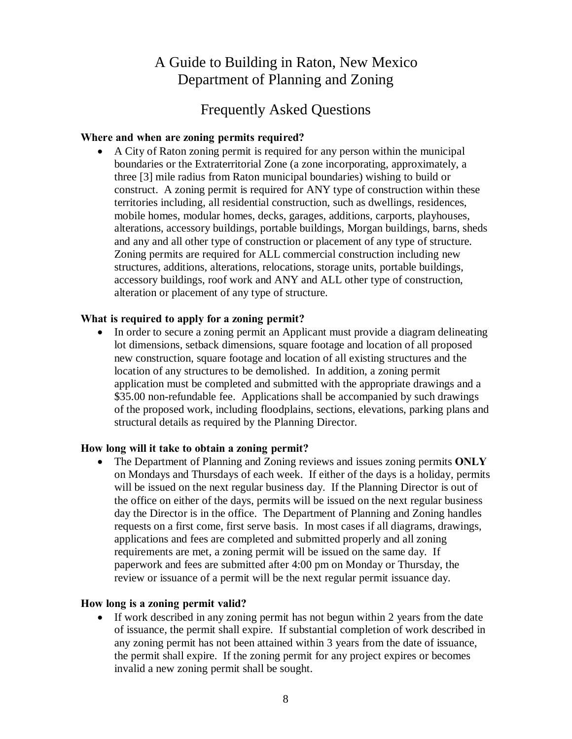# A Guide to Building in Raton, New Mexico
# Department of Planning and Zoning

## Frequently Asked Questions

**Where and when are zoning permits required?**

- A City of Raton zoning permit is required for any person within the municipal boundaries or the Extraterritorial Zone (a zone incorporating, approximately, a three [3] mile radius from Raton municipal boundaries) wishing to build or construct. A zoning permit is required for ANY type of construction within these territories including, all residential construction, such as dwellings, residences, mobile homes, modular homes, decks, garages, additions, carports, playhouses, alterations, accessory buildings, portable buildings, Morgan buildings, barns, sheds and any and all other type of construction or placement of any type of structure. Zoning permits are required for ALL commercial construction including new structures, additions, alterations, relocations, storage units, portable buildings, accessory buildings, roof work and ANY and ALL other type of construction, alteration or placement of any type of structure.

**What is required to apply for a zoning permit?**

- In order to secure a zoning permit an Applicant must provide a diagram delineating lot dimensions, setback dimensions, square footage and location of all proposed new construction, square footage and location of all existing structures and the location of any structures to be demolished. In addition, a zoning permit application must be completed and submitted with the appropriate drawings and a $35.00 non-refundable fee. Applications shall be accompanied by such drawings of the proposed work, including floodplains, sections, elevations, parking plans and structural details as required by the Planning Director.

**How long will it take to obtain a zoning permit?**

- The Department of Planning and Zoning reviews and issues zoning permits **ONLY** on Mondays and Thursdays of each week. If either of the days is a holiday, permits will be issued on the next regular business day. If the Planning Director is out of the office on either of the days, permits will be issued on the next regular business day the Director is in the office. The Department of Planning and Zoning handles requests on a first come, first serve basis. In most cases if all diagrams, drawings, applications and fees are completed and submitted properly and all zoning requirements are met, a zoning permit will be issued on the same day. If paperwork and fees are submitted after 4:00 pm on Monday or Thursday, the review or issuance of a permit will be the next regular permit issuance day.

**How long is a zoning permit valid?**

- If work described in any zoning permit has not begun within 2 years from the date of issuance, the permit shall expire. If substantial completion of work described in any zoning permit has not been attained within 3 years from the date of issuance, the permit shall expire. If the zoning permit for any project expires or becomes invalid a new zoning permit shall be sought.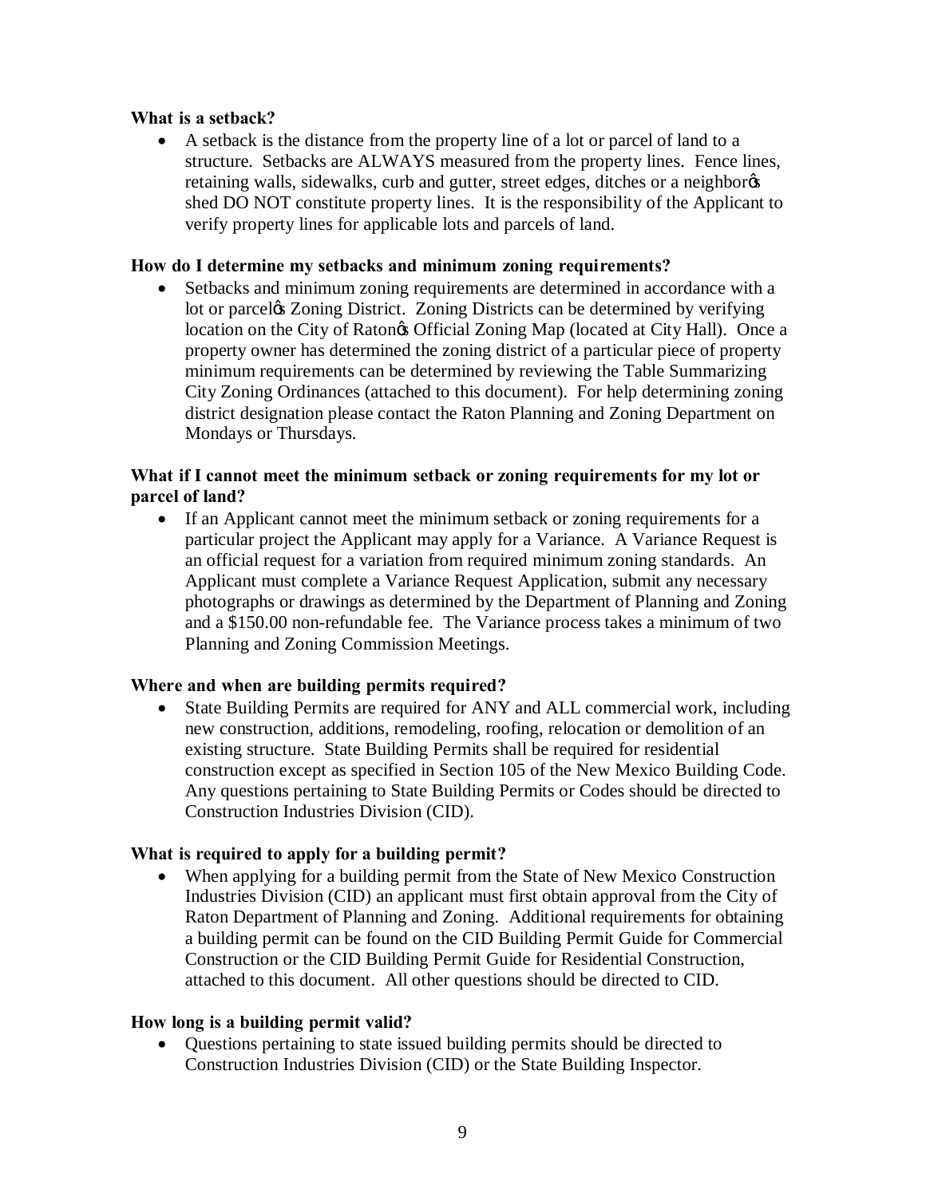**What is a setback?**

- A setback is the distance from the property line of a lot or parcel of land to a structure. Setbacks are ALWAYS measured from the property lines. Fence lines, retaining walls, sidewalks, curb and gutter, street edges, ditches or a neighbor's shed DO NOT constitute property lines. It is the responsibility of the Applicant to verify property lines for applicable lots and parcels of land.

**How do I determine my setbacks and minimum zoning requirements?**

- Setbacks and minimum zoning requirements are determined in accordance with a lot or parcel's Zoning District. Zoning Districts can be determined by verifying location on the City of Raton's Official Zoning Map (located at City Hall). Once a property owner has determined the zoning district of a particular piece of property minimum requirements can be determined by reviewing the Table Summarizing City Zoning Ordinances (attached to this document). For help determining zoning district designation please contact the Raton Planning and Zoning Department on Mondays or Thursdays.

**What if I cannot meet the minimum setback or zoning requirements for my lot or parcel of land?**

- If an Applicant cannot meet the minimum setback or zoning requirements for a particular project the Applicant may apply for a Variance. A Variance Request is an official request for a variation from required minimum zoning standards. An Applicant must complete a Variance Request Application, submit any necessary photographs or drawings as determined by the Department of Planning and Zoning and a $150.00 non-refundable fee. The Variance process takes a minimum of two Planning and Zoning Commission Meetings.

**Where and when are building permits required?**

- State Building Permits are required for ANY and ALL commercial work, including new construction, additions, remodeling, roofing, relocation or demolition of an existing structure. State Building Permits shall be required for residential construction except as specified in Section 105 of the New Mexico Building Code. Any questions pertaining to State Building Permits or Codes should be directed to Construction Industries Division (CID).

**What is required to apply for a building permit?**

- When applying for a building permit from the State of New Mexico Construction Industries Division (CID) an applicant must first obtain approval from the City of Raton Department of Planning and Zoning. Additional requirements for obtaining a building permit can be found on the CID Building Permit Guide for Commercial Construction or the CID Building Permit Guide for Residential Construction, attached to this document. All other questions should be directed to CID.

**How long is a building permit valid?**

- Questions pertaining to state issued building permits should be directed to Construction Industries Division (CID) or the State Building Inspector.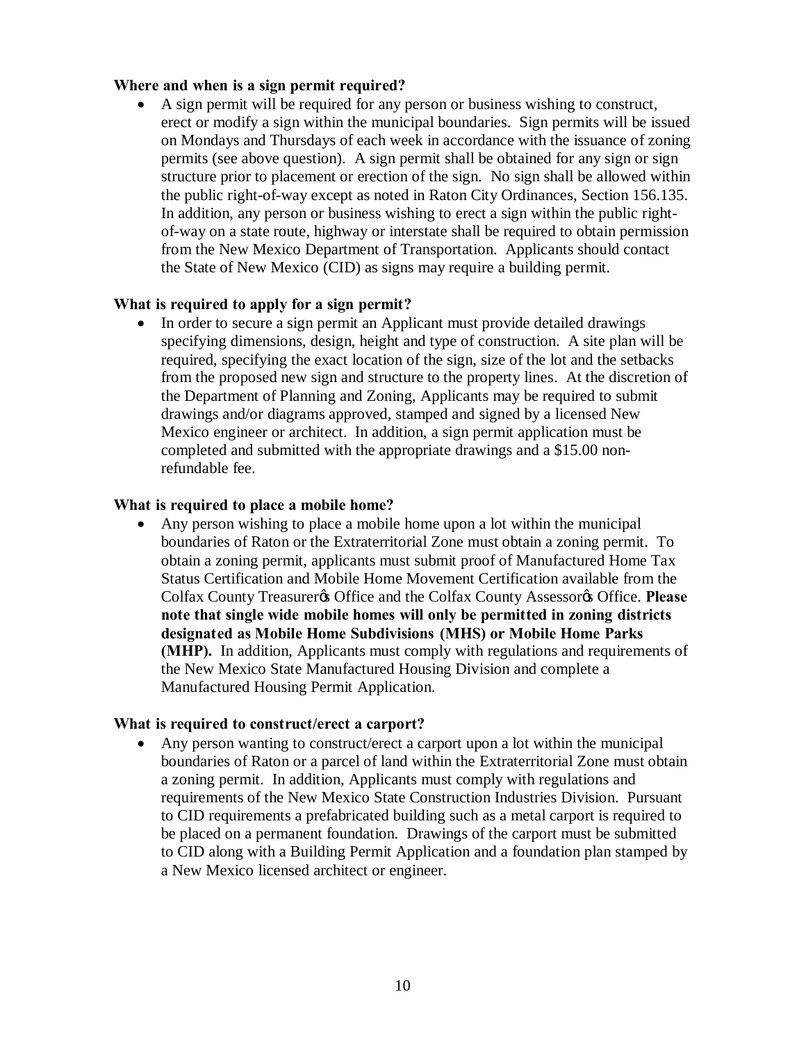**Where and when is a sign permit required?**

- A sign permit will be required for any person or business wishing to construct, erect or modify a sign within the municipal boundaries. Sign permits will be issued on Mondays and Thursdays of each week in accordance with the issuance of zoning permits (see above question). A sign permit shall be obtained for any sign or sign structure prior to placement or erection of the sign. No sign shall be allowed within the public right-of-way except as noted in Raton City Ordinances, Section 156.135. In addition, any person or business wishing to erect a sign within the public right-of-way on a state route, highway or interstate shall be required to obtain permission from the New Mexico Department of Transportation. Applicants should contact the State of New Mexico (CID) as signs may require a building permit.

**What is required to apply for a sign permit?**

- In order to secure a sign permit an Applicant must provide detailed drawings specifying dimensions, design, height and type of construction. A site plan will be required, specifying the exact location of the sign, size of the lot and the setbacks from the proposed new sign and structure to the property lines. At the discretion of the Department of Planning and Zoning, Applicants may be required to submit drawings and/or diagrams approved, stamped and signed by a licensed New Mexico engineer or architect. In addition, a sign permit application must be completed and submitted with the appropriate drawings and a $15.00 non-refundable fee.

**What is required to place a mobile home?**

- Any person wishing to place a mobile home upon a lot within the municipal boundaries of Raton or the Extraterritorial Zone must obtain a zoning permit. To obtain a zoning permit, applicants must submit proof of Manufactured Home Tax Status Certification and Mobile Home Movement Certification available from the Colfax County Treasurer's Office and the Colfax County Assessor's Office. **Please note that single wide mobile homes will only be permitted in zoning districts designated as Mobile Home Subdivisions (MHS) or Mobile Home Parks (MHP).** In addition, Applicants must comply with regulations and requirements of the New Mexico State Manufactured Housing Division and complete a Manufactured Housing Permit Application.

**What is required to construct/erect a carport?**

- Any person wanting to construct/erect a carport upon a lot within the municipal boundaries of Raton or a parcel of land within the Extraterritorial Zone must obtain a zoning permit. In addition, Applicants must comply with regulations and requirements of the New Mexico State Construction Industries Division. Pursuant to CID requirements a prefabricated building such as a metal carport is required to be placed on a permanent foundation. Drawings of the carport must be submitted to CID along with a Building Permit Application and a foundation plan stamped by a New Mexico licensed architect or engineer.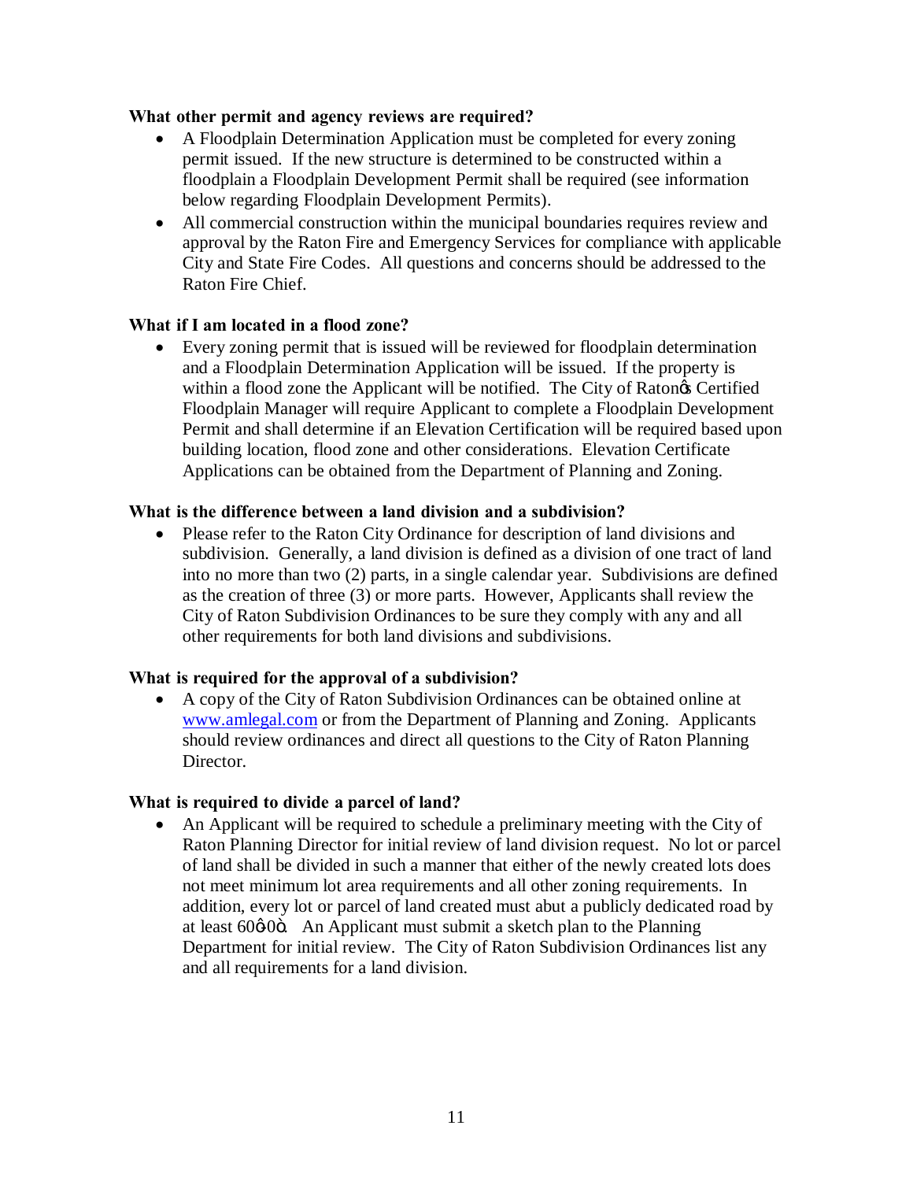**What other permit and agency reviews are required?**

- A Floodplain Determination Application must be completed for every zoning permit issued. If the new structure is determined to be constructed within a floodplain a Floodplain Development Permit shall be required (see information below regarding Floodplain Development Permits).
- All commercial construction within the municipal boundaries requires review and approval by the Raton Fire and Emergency Services for compliance with applicable City and State Fire Codes. All questions and concerns should be addressed to the Raton Fire Chief.

**What if I am located in a flood zone?**

- Every zoning permit that is issued will be reviewed for floodplain determination and a Floodplain Determination Application will be issued. If the property is within a flood zone the Applicant will be notified. The City of Raton's Certified Floodplain Manager will require Applicant to complete a Floodplain Development Permit and shall determine if an Elevation Certification will be required based upon building location, flood zone and other considerations. Elevation Certificate Applications can be obtained from the Department of Planning and Zoning.

**What is the difference between a land division and a subdivision?**

- Please refer to the Raton City Ordinance for description of land divisions and subdivision. Generally, a land division is defined as a division of one tract of land into no more than two (2) parts, in a single calendar year. Subdivisions are defined as the creation of three (3) or more parts. However, Applicants shall review the City of Raton Subdivision Ordinances to be sure they comply with any and all other requirements for both land divisions and subdivisions.

**What is required for the approval of a subdivision?**

- A copy of the City of Raton Subdivision Ordinances can be obtained online at www.amlegal.com or from the Department of Planning and Zoning. Applicants should review ordinances and direct all questions to the City of Raton Planning Director.

**What is required to divide a parcel of land?**

- An Applicant will be required to schedule a preliminary meeting with the City of Raton Planning Director for initial review of land division request. No lot or parcel of land shall be divided in such a manner that either of the newly created lots does not meet minimum lot area requirements and all other zoning requirements. In addition, every lot or parcel of land created must abut a publicly dedicated road by at least 60'-0". An Applicant must submit a sketch plan to the Planning Department for initial review. The City of Raton Subdivision Ordinances list any and all requirements for a land division.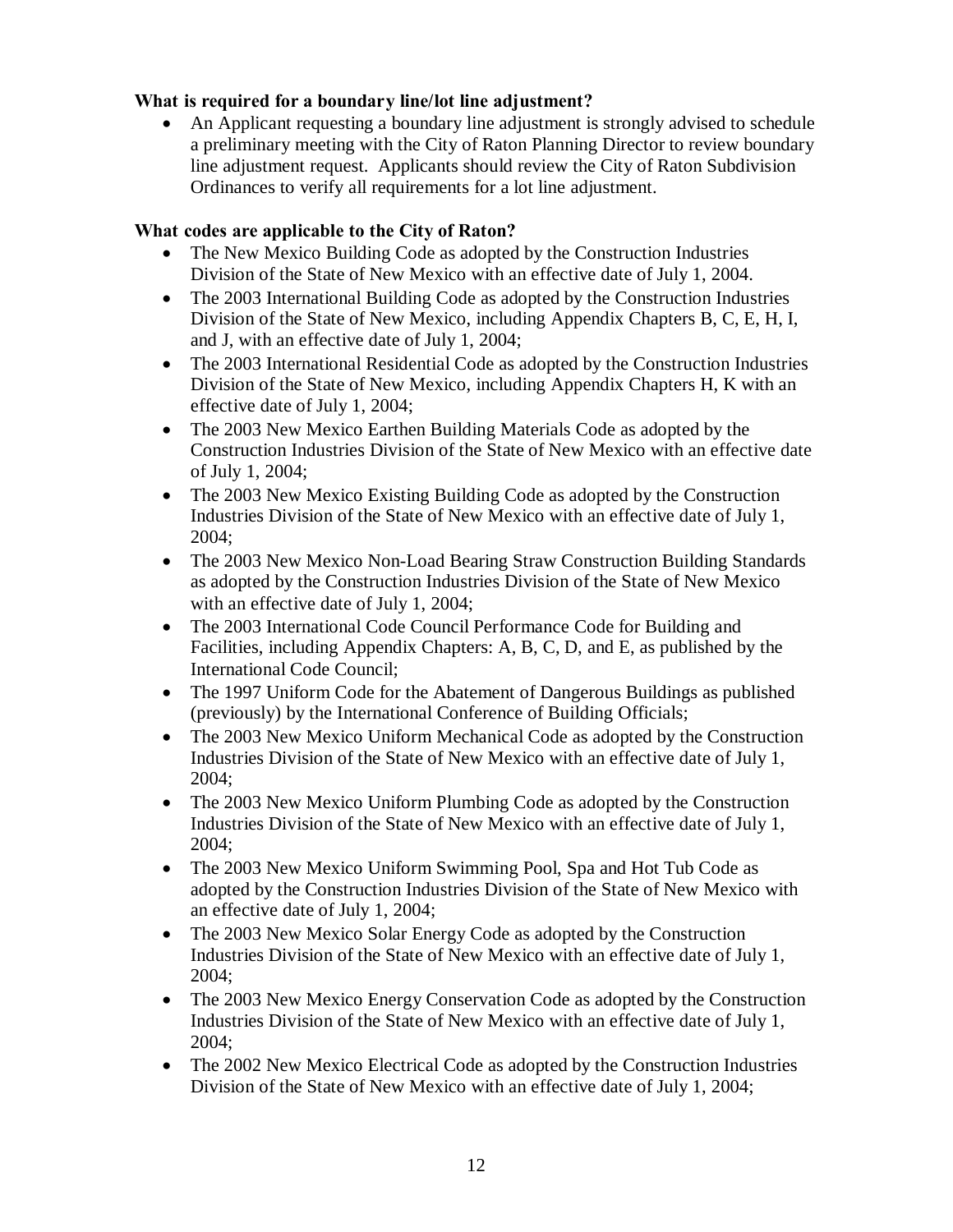**What is required for a boundary line/lot line adjustment?**

- An Applicant requesting a boundary line adjustment is strongly advised to schedule a preliminary meeting with the City of Raton Planning Director to review boundary line adjustment request. Applicants should review the City of Raton Subdivision Ordinances to verify all requirements for a lot line adjustment.

**What codes are applicable to the City of Raton?**

- The New Mexico Building Code as adopted by the Construction Industries Division of the State of New Mexico with an effective date of July 1, 2004.
- The 2003 International Building Code as adopted by the Construction Industries Division of the State of New Mexico, including Appendix Chapters B, C, E, H, I, and J, with an effective date of July 1, 2004;
- The 2003 International Residential Code as adopted by the Construction Industries Division of the State of New Mexico, including Appendix Chapters H, K with an effective date of July 1, 2004;
- The 2003 New Mexico Earthen Building Materials Code as adopted by the Construction Industries Division of the State of New Mexico with an effective date of July 1, 2004;
- The 2003 New Mexico Existing Building Code as adopted by the Construction Industries Division of the State of New Mexico with an effective date of July 1, 2004;
- The 2003 New Mexico Non-Load Bearing Straw Construction Building Standards as adopted by the Construction Industries Division of the State of New Mexico with an effective date of July 1, 2004;
- The 2003 International Code Council Performance Code for Building and Facilities, including Appendix Chapters: A, B, C, D, and E, as published by the International Code Council;
- The 1997 Uniform Code for the Abatement of Dangerous Buildings as published (previously) by the International Conference of Building Officials;
- The 2003 New Mexico Uniform Mechanical Code as adopted by the Construction Industries Division of the State of New Mexico with an effective date of July 1, 2004;
- The 2003 New Mexico Uniform Plumbing Code as adopted by the Construction Industries Division of the State of New Mexico with an effective date of July 1, 2004;
- The 2003 New Mexico Uniform Swimming Pool, Spa and Hot Tub Code as adopted by the Construction Industries Division of the State of New Mexico with an effective date of July 1, 2004;
- The 2003 New Mexico Solar Energy Code as adopted by the Construction Industries Division of the State of New Mexico with an effective date of July 1, 2004;
- The 2003 New Mexico Energy Conservation Code as adopted by the Construction Industries Division of the State of New Mexico with an effective date of July 1, 2004;
- The 2002 New Mexico Electrical Code as adopted by the Construction Industries Division of the State of New Mexico with an effective date of July 1, 2004;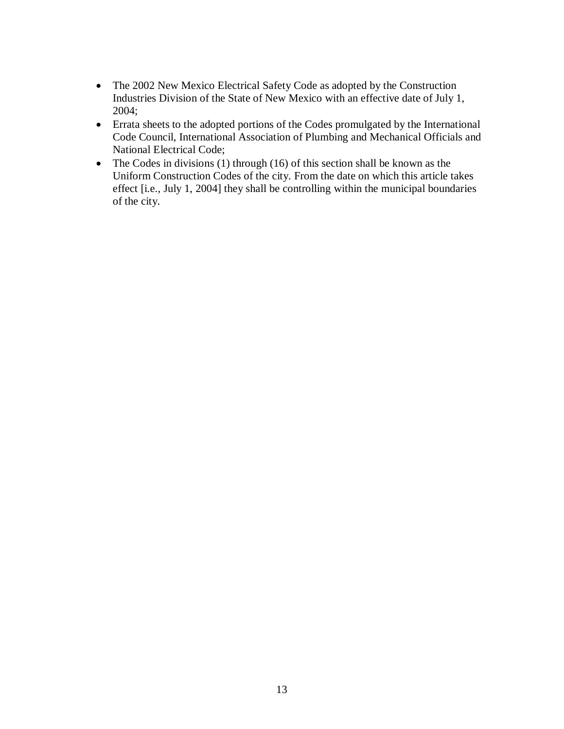- The 2002 New Mexico Electrical Safety Code as adopted by the Construction Industries Division of the State of New Mexico with an effective date of July 1, 2004;
- Errata sheets to the adopted portions of the Codes promulgated by the International Code Council, International Association of Plumbing and Mechanical Officials and National Electrical Code;
- The Codes in divisions (1) through (16) of this section shall be known as the Uniform Construction Codes of the city. From the date on which this article takes effect [i.e., July 1, 2004] they shall be controlling within the municipal boundaries of the city.